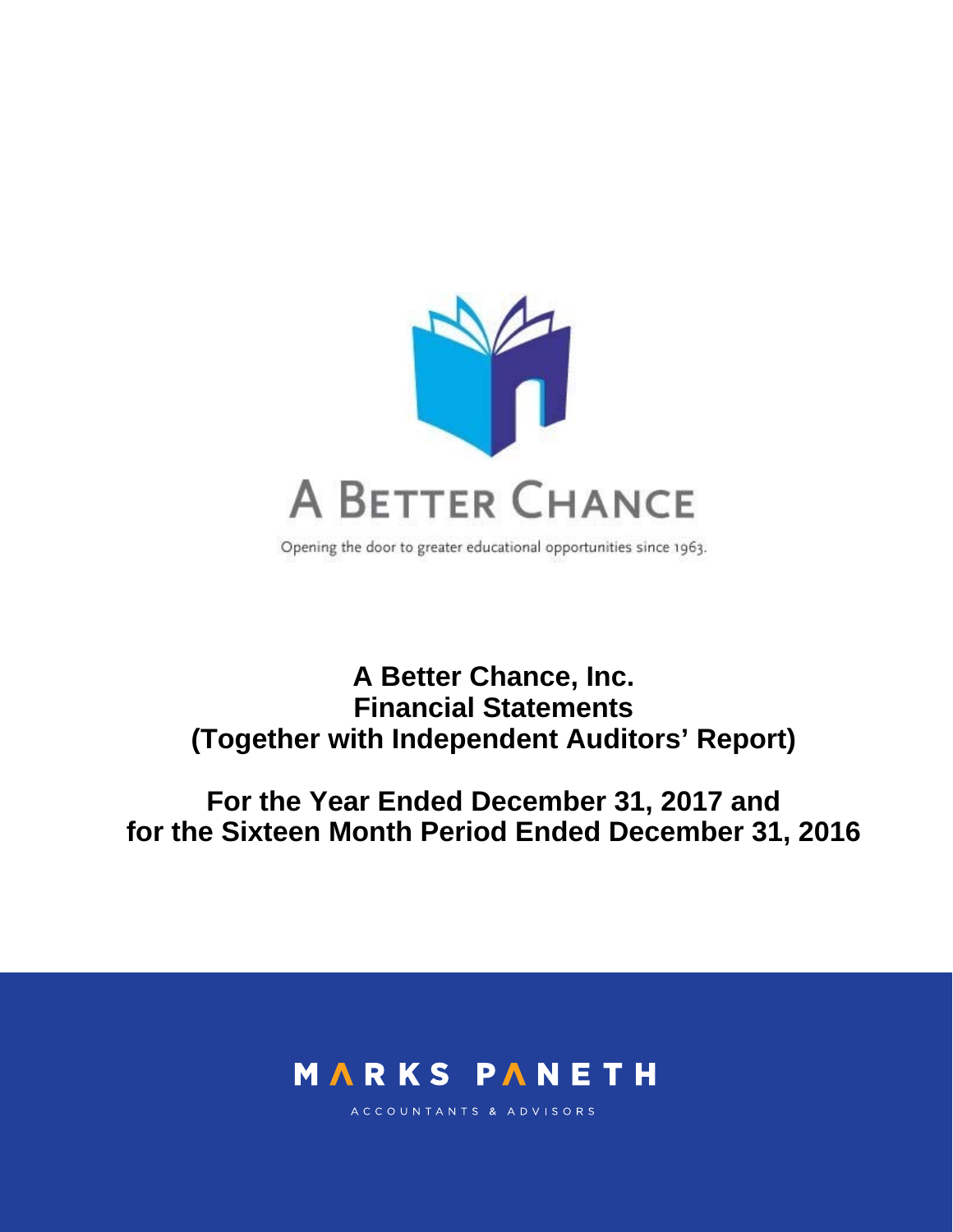A BETTER CHANCE

Opening the door to greater educational opportunities since 1963.

# A Better Chance, Inc.
# Financial Statements
# (Together with Independent Auditors' Report)

## For the Year Ended December 31, 2017 and for the Sixteen Month Period Ended December 31, 2016

MARKS PANETH

ACCOUNTANTS & ADVISORS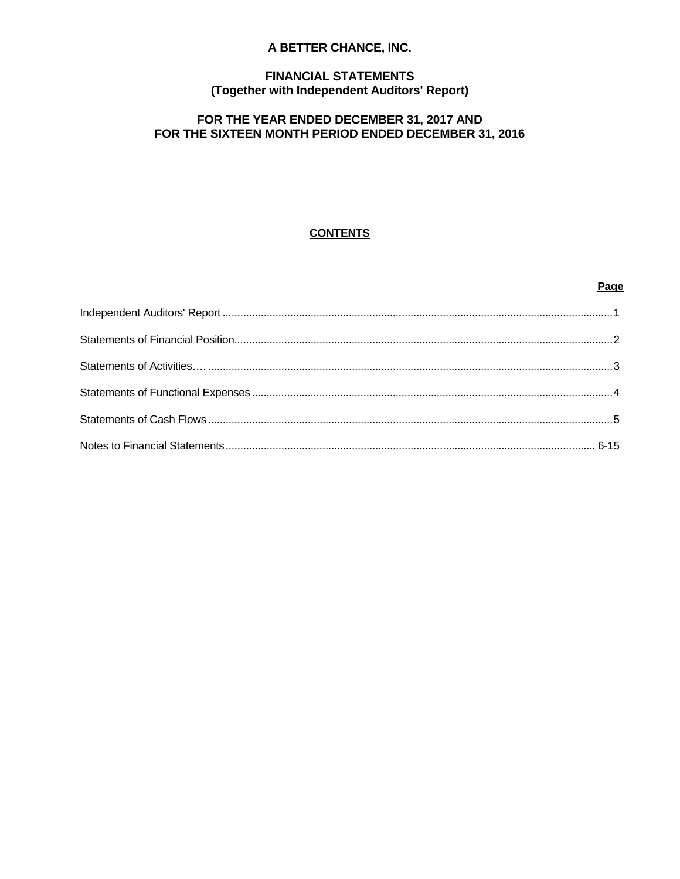# A BETTER CHANCE, INC.

## FINANCIAL STATEMENTS
## (Together with Independent Auditors' Report)

## FOR THE YEAR ENDED DECEMBER 31, 2017 AND
## FOR THE SIXTEEN MONTH PERIOD ENDED DECEMBER 31, 2016

**CONTENTS**

| | Page |
|---|---|
| Independent Auditors' Report | 1 |
| Statements of Financial Position | 2 |
| Statements of Activities | 3 |
| Statements of Functional Expenses | 4 |
| Statements of Cash Flows | 5 |
| Notes to Financial Statements | 6-15 |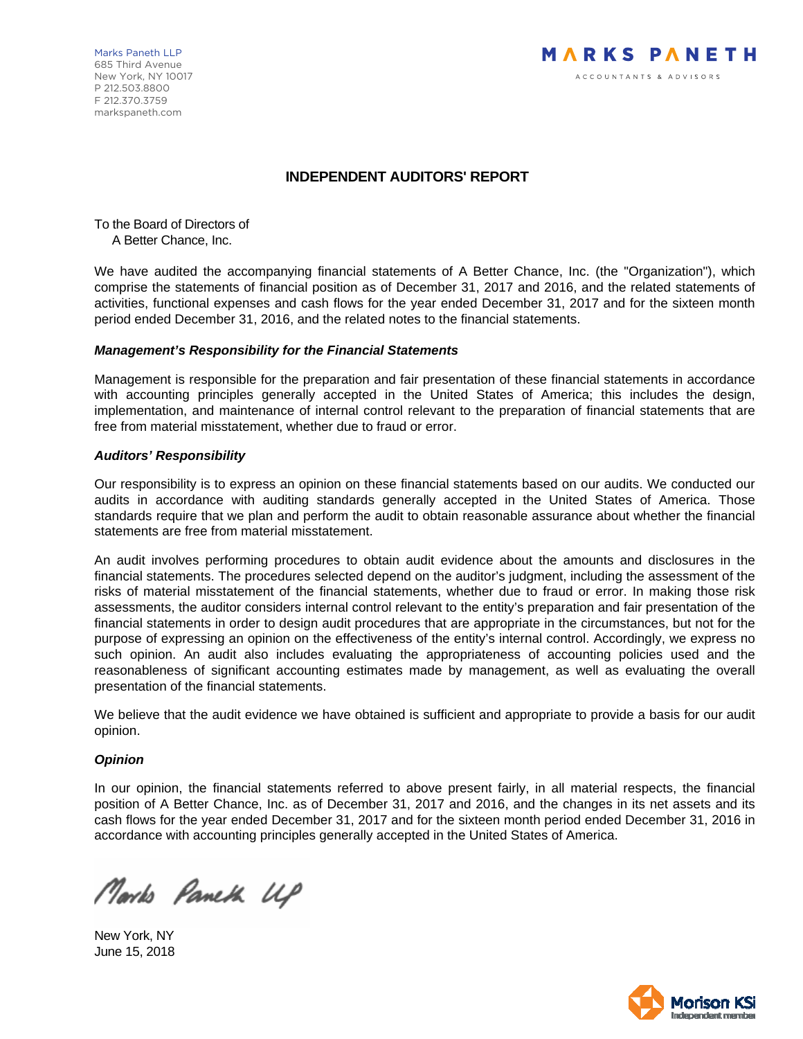Marks Paneth LLP
685 Third Avenue
New York, NY 10017
P 212.503.8800
F 212.370.3759
markspaneth.com

MARKS PANETH
ACCOUNTANTS & ADVISORS

# INDEPENDENT AUDITORS' REPORT

To the Board of Directors of
A Better Chance, Inc.

We have audited the accompanying financial statements of A Better Chance, Inc. (the "Organization"), which comprise the statements of financial position as of December 31, 2017 and 2016, and the related statements of activities, functional expenses and cash flows for the year ended December 31, 2017 and for the sixteen month period ended December 31, 2016, and the related notes to the financial statements.

***Management's Responsibility for the Financial Statements***

Management is responsible for the preparation and fair presentation of these financial statements in accordance with accounting principles generally accepted in the United States of America; this includes the design, implementation, and maintenance of internal control relevant to the preparation of financial statements that are free from material misstatement, whether due to fraud or error.

***Auditors' Responsibility***

Our responsibility is to express an opinion on these financial statements based on our audits. We conducted our audits in accordance with auditing standards generally accepted in the United States of America. Those standards require that we plan and perform the audit to obtain reasonable assurance about whether the financial statements are free from material misstatement.

An audit involves performing procedures to obtain audit evidence about the amounts and disclosures in the financial statements. The procedures selected depend on the auditor's judgment, including the assessment of the risks of material misstatement of the financial statements, whether due to fraud or error. In making those risk assessments, the auditor considers internal control relevant to the entity's preparation and fair presentation of the financial statements in order to design audit procedures that are appropriate in the circumstances, but not for the purpose of expressing an opinion on the effectiveness of the entity's internal control. Accordingly, we express no such opinion. An audit also includes evaluating the appropriateness of accounting policies used and the reasonableness of significant accounting estimates made by management, as well as evaluating the overall presentation of the financial statements.

We believe that the audit evidence we have obtained is sufficient and appropriate to provide a basis for our audit opinion.

***Opinion***

In our opinion, the financial statements referred to above present fairly, in all material respects, the financial position of A Better Chance, Inc. as of December 31, 2017 and 2016, and the changes in its net assets and its cash flows for the year ended December 31, 2017 and for the sixteen month period ended December 31, 2016 in accordance with accounting principles generally accepted in the United States of America.

Marks Paneth LLP

New York, NY
June 15, 2018

Morison KSi
Independent member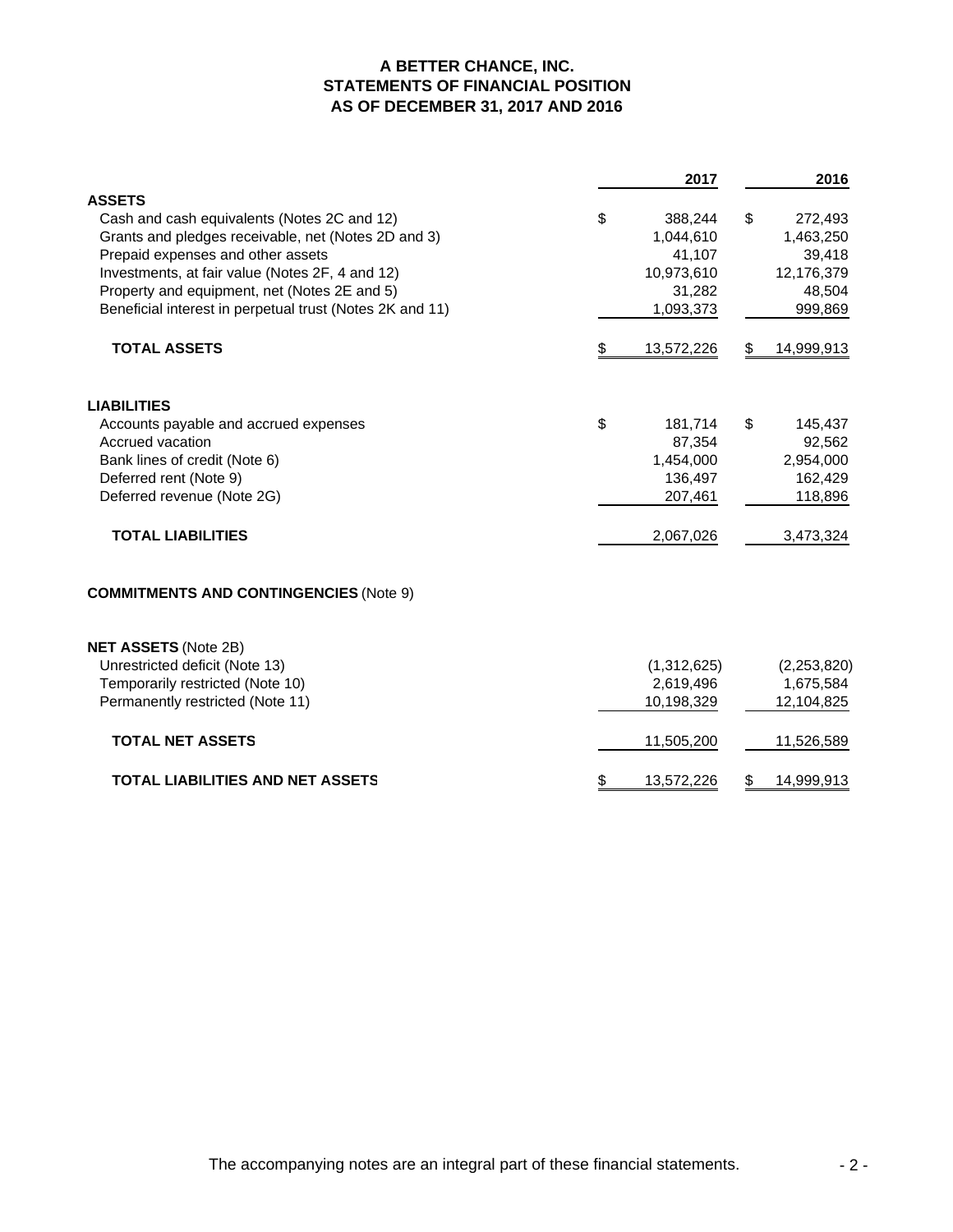# A BETTER CHANCE, INC.
## STATEMENTS OF FINANCIAL POSITION
## AS OF DECEMBER 31, 2017 AND 2016

| | 2017 | 2016 |
|---|---|---|
| **ASSETS** | | |
| Cash and cash equivalents (Notes 2C and 12) | $ 388,244 | $ 272,493 |
| Grants and pledges receivable, net (Notes 2D and 3) | 1,044,610 | 1,463,250 |
| Prepaid expenses and other assets | 41,107 | 39,418 |
| Investments, at fair value (Notes 2F, 4 and 12) | 10,973,610 | 12,176,379 |
| Property and equipment, net (Notes 2E and 5) | 31,282 | 48,504 |
| Beneficial interest in perpetual trust (Notes 2K and 11) | 1,093,373 | 999,869 |
| **TOTAL ASSETS** | $ 13,572,226 | $ 14,999,913 |
| **LIABILITIES** | | |
| Accounts payable and accrued expenses | $ 181,714 | $ 145,437 |
| Accrued vacation | 87,354 | 92,562 |
| Bank lines of credit (Note 6) | 1,454,000 | 2,954,000 |
| Deferred rent (Note 9) | 136,497 | 162,429 |
| Deferred revenue (Note 2G) | 207,461 | 118,896 |
| **TOTAL LIABILITIES** | 2,067,026 | 3,473,324 |
| **COMMITMENTS AND CONTINGENCIES** (Note 9) | | |
| **NET ASSETS** (Note 2B) | | |
| Unrestricted deficit (Note 13) | (1,312,625) | (2,253,820) |
| Temporarily restricted (Note 10) | 2,619,496 | 1,675,584 |
| Permanently restricted (Note 11) | 10,198,329 | 12,104,825 |
| **TOTAL NET ASSETS** | 11,505,200 | 11,526,589 |
| **TOTAL LIABILITIES AND NET ASSETS** | $ 13,572,226 | $ 14,999,913 |

The accompanying notes are an integral part of these financial statements.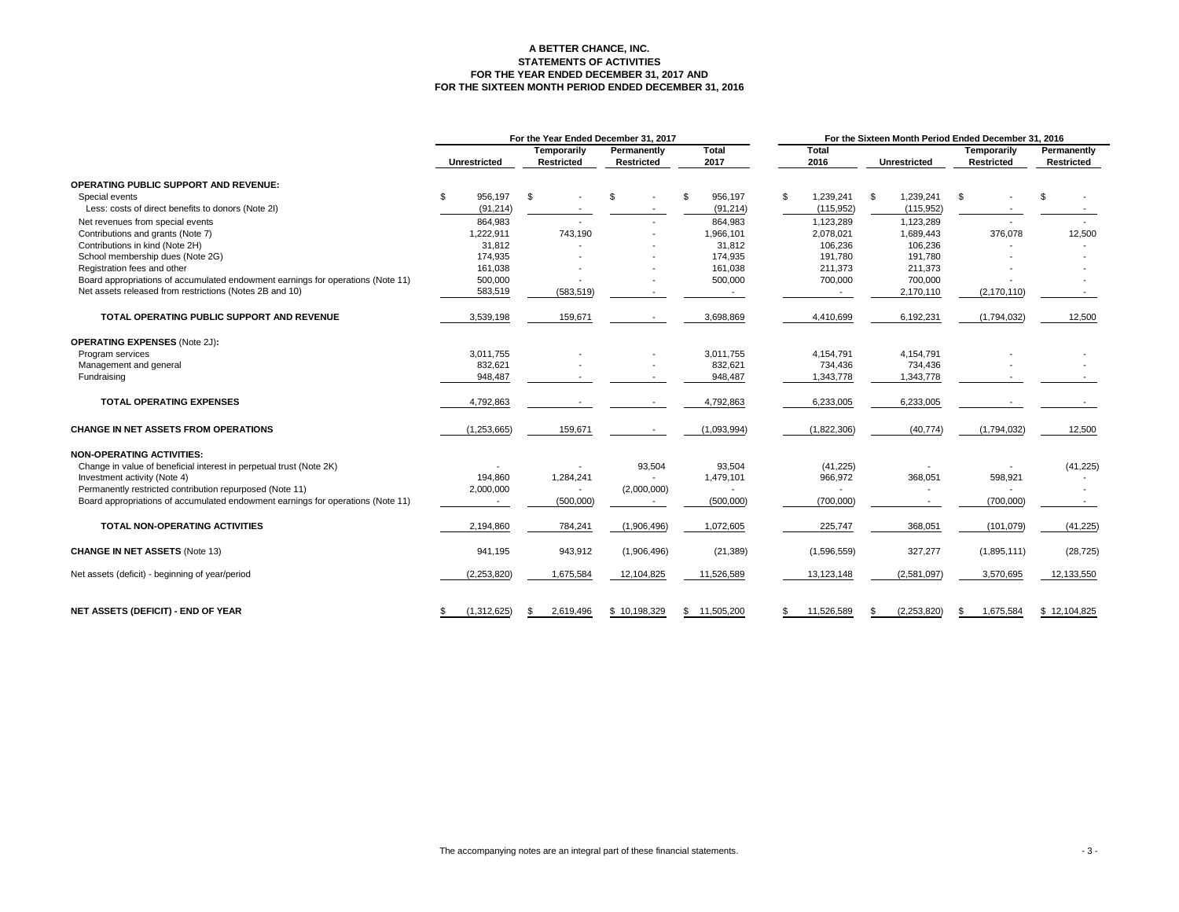# A BETTER CHANCE, INC.
## STATEMENTS OF ACTIVITIES
### FOR THE YEAR ENDED DECEMBER 31, 2017 AND FOR THE SIXTEEN MONTH PERIOD ENDED DECEMBER 31, 2016

| | For the Year Ended December 31, 2017 | | | | For the Sixteen Month Period Ended December 31, 2016 | | | |
|---|---|---|---|---|---|---|---|---|
| | Unrestricted | Temporarily Restricted | Permanently Restricted | Total 2017 | Total 2016 | Unrestricted | Temporarily Restricted | Permanently Restricted |
| **OPERATING PUBLIC SUPPORT AND REVENUE:** | | | | | | | | |
| Special events | $ 956,197 | $ - | $ - | $ 956,197 | $ 1,239,241 | $ 1,239,241 | $ - | $ - |
| Less: costs of direct benefits to donors (Note 2I) | (91,214) | - | - | (91,214) | (115,952) | (115,952) | - | - |
| Net revenues from special events | 864,983 | - | - | 864,983 | 1,123,289 | 1,123,289 | - | - |
| Contributions and grants (Note 7) | 1,222,911 | 743,190 | - | 1,966,101 | 2,078,021 | 1,689,443 | 376,078 | 12,500 |
| Contributions in kind (Note 2H) | 31,812 | - | - | 31,812 | 106,236 | 106,236 | - | - |
| School membership dues (Note 2G) | 174,935 | - | - | 174,935 | 191,780 | 191,780 | - | - |
| Registration fees and other | 161,038 | - | - | 161,038 | 211,373 | 211,373 | - | - |
| Board appropriations of accumulated endowment earnings for operations (Note 11) | 500,000 | - | - | 500,000 | 700,000 | 700,000 | - | - |
| Net assets released from restrictions (Notes 2B and 10) | 583,519 | (583,519) | - | - | - | 2,170,110 | (2,170,110) | - |
| **TOTAL OPERATING PUBLIC SUPPORT AND REVENUE** | 3,539,198 | 159,671 | - | 3,698,869 | 4,410,699 | 6,192,231 | (1,794,032) | 12,500 |
| **OPERATING EXPENSES** (Note 2J)**:** | | | | | | | | |
| Program services | 3,011,755 | - | - | 3,011,755 | 4,154,791 | 4,154,791 | - | - |
| Management and general | 832,621 | - | - | 832,621 | 734,436 | 734,436 | - | - |
| Fundraising | 948,487 | - | - | 948,487 | 1,343,778 | 1,343,778 | - | - |
| **TOTAL OPERATING EXPENSES** | 4,792,863 | - | - | 4,792,863 | 6,233,005 | 6,233,005 | - | - |
| **CHANGE IN NET ASSETS FROM OPERATIONS** | (1,253,665) | 159,671 | - | (1,093,994) | (1,822,306) | (40,774) | (1,794,032) | 12,500 |
| **NON-OPERATING ACTIVITIES:** | | | | | | | | |
| Change in value of beneficial interest in perpetual trust (Note 2K) | - | - | 93,504 | 93,504 | (41,225) | - | - | (41,225) |
| Investment activity (Note 4) | 194,860 | 1,284,241 | - | 1,479,101 | 966,972 | 368,051 | 598,921 | - |
| Permanently restricted contribution repurposed (Note 11) | 2,000,000 | - | (2,000,000) | - | - | - | - | - |
| Board appropriations of accumulated endowment earnings for operations (Note 11) | - | (500,000) | - | (500,000) | (700,000) | - | (700,000) | - |
| **TOTAL NON-OPERATING ACTIVITIES** | 2,194,860 | 784,241 | (1,906,496) | 1,072,605 | 225,747 | 368,051 | (101,079) | (41,225) |
| **CHANGE IN NET ASSETS** (Note 13) | 941,195 | 943,912 | (1,906,496) | (21,389) | (1,596,559) | 327,277 | (1,895,111) | (28,725) |
| Net assets (deficit) - beginning of year/period | (2,253,820) | 1,675,584 | 12,104,825 | 11,526,589 | 13,123,148 | (2,581,097) | 3,570,695 | 12,133,550 |
| **NET ASSETS (DEFICIT) - END OF YEAR** | $ (1,312,625) | $ 2,619,496 | $ 10,198,329 | $ 11,505,200 | $ 11,526,589 | $ (2,253,820) | $ 1,675,584 | $ 12,104,825 |

The accompanying notes are an integral part of these financial statements.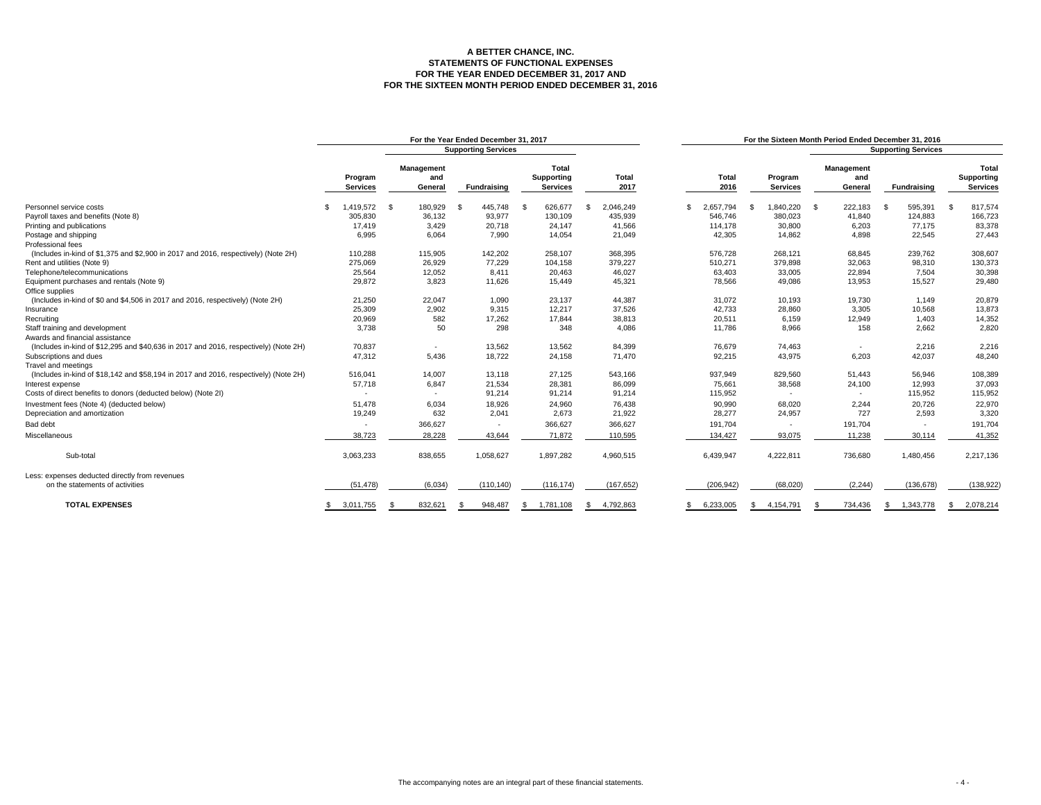# A BETTER CHANCE, INC.
## STATEMENTS OF FUNCTIONAL EXPENSES
## FOR THE YEAR ENDED DECEMBER 31, 2017 AND
## FOR THE SIXTEEN MONTH PERIOD ENDED DECEMBER 31, 2016

| | For the Year Ended December 31, 2017 | | | | | For the Sixteen Month Period Ended December 31, 2016 | | | | |
|---|---|---|---|---|---|---|---|---|---|---|
| | | Supporting Services | | | | | | Supporting Services | | |
| | Program Services | Management and General | Fundraising | Total Supporting Services | Total 2017 | Total 2016 | Program Services | Management and General | Fundraising | Total Supporting Services |
| Personnel service costs | $ 1,419,572 | $ 180,929 | $ 445,748 | $ 626,677 | $ 2,046,249 | $ 2,657,794 | $ 1,840,220 | $ 222,183 | $ 595,391 | $ 817,574 |
| Payroll taxes and benefits (Note 8) | 305,830 | 36,132 | 93,977 | 130,109 | 435,939 | 546,746 | 380,023 | 41,840 | 124,883 | 166,723 |
| Printing and publications | 17,419 | 3,429 | 20,718 | 24,147 | 41,566 | 114,178 | 30,800 | 6,203 | 77,175 | 83,378 |
| Postage and shipping | 6,995 | 6,064 | 7,990 | 14,054 | 21,049 | 42,305 | 14,862 | 4,898 | 22,545 | 27,443 |
| Professional fees (Includes in-kind of $1,375 and $2,900 in 2017 and 2016, respectively) (Note 2H) | 110,288 | 115,905 | 142,202 | 258,107 | 368,395 | 576,728 | 268,121 | 68,845 | 239,762 | 308,607 |
| Rent and utilities (Note 9) | 275,069 | 26,929 | 77,229 | 104,158 | 379,227 | 510,271 | 379,898 | 32,063 | 98,310 | 130,373 |
| Telephone/telecommunications | 25,564 | 12,052 | 8,411 | 20,463 | 46,027 | 63,403 | 33,005 | 22,894 | 7,504 | 30,398 |
| Equipment purchases and rentals (Note 9) | 29,872 | 3,823 | 11,626 | 15,449 | 45,321 | 78,566 | 49,086 | 13,953 | 15,527 | 29,480 |
| Office supplies (Includes in-kind of $0 and $4,506 in 2017 and 2016, respectively) (Note 2H) | 21,250 | 22,047 | 1,090 | 23,137 | 44,387 | 31,072 | 10,193 | 19,730 | 1,149 | 20,879 |
| Insurance | 25,309 | 2,902 | 9,315 | 12,217 | 37,526 | 42,733 | 28,860 | 3,305 | 10,568 | 13,873 |
| Recruiting | 20,969 | 582 | 17,262 | 17,844 | 38,813 | 20,511 | 6,159 | 12,949 | 1,403 | 14,352 |
| Staff training and development | 3,738 | 50 | 298 | 348 | 4,086 | 11,786 | 8,966 | 158 | 2,662 | 2,820 |
| Awards and financial assistance (Includes in-kind of $12,295 and $40,636 in 2017 and 2016, respectively) (Note 2H) | 70,837 | - | 13,562 | 13,562 | 84,399 | 76,679 | 74,463 | - | 2,216 | 2,216 |
| Subscriptions and dues | 47,312 | 5,436 | 18,722 | 24,158 | 71,470 | 92,215 | 43,975 | 6,203 | 42,037 | 48,240 |
| Travel and meetings (Includes in-kind of $18,142 and $58,194 in 2017 and 2016, respectively) (Note 2H) | 516,041 | 14,007 | 13,118 | 27,125 | 543,166 | 937,949 | 829,560 | 51,443 | 56,946 | 108,389 |
| Interest expense | 57,718 | 6,847 | 21,534 | 28,381 | 86,099 | 75,661 | 38,568 | 24,100 | 12,993 | 37,093 |
| Costs of direct benefits to donors (deducted below) (Note 2I) | - | - | 91,214 | 91,214 | 91,214 | 115,952 | - | - | 115,952 | 115,952 |
| Investment fees (Note 4) (deducted below) | 51,478 | 6,034 | 18,926 | 24,960 | 76,438 | 90,990 | 68,020 | 2,244 | 20,726 | 22,970 |
| Depreciation and amortization | 19,249 | 632 | 2,041 | 2,673 | 21,922 | 28,277 | 24,957 | 727 | 2,593 | 3,320 |
| Bad debt | - | 366,627 | - | 366,627 | 366,627 | 191,704 | - | 191,704 | - | 191,704 |
| Miscellaneous | 38,723 | 28,228 | 43,644 | 71,872 | 110,595 | 134,427 | 93,075 | 11,238 | 30,114 | 41,352 |
| Sub-total | 3,063,233 | 838,655 | 1,058,627 | 1,897,282 | 4,960,515 | 6,439,947 | 4,222,811 | 736,680 | 1,480,456 | 2,217,136 |
| Less: expenses deducted directly from revenues on the statements of activities | (51,478) | (6,034) | (110,140) | (116,174) | (167,652) | (206,942) | (68,020) | (2,244) | (136,678) | (138,922) |
| **TOTAL EXPENSES** | $ 3,011,755 | $ 832,621 | $ 948,487 | $ 1,781,108 | $ 4,792,863 | $ 6,233,005 | $ 4,154,791 | $ 734,436 | $ 1,343,778 | $ 2,078,214 |

The accompanying notes are an integral part of these financial statements.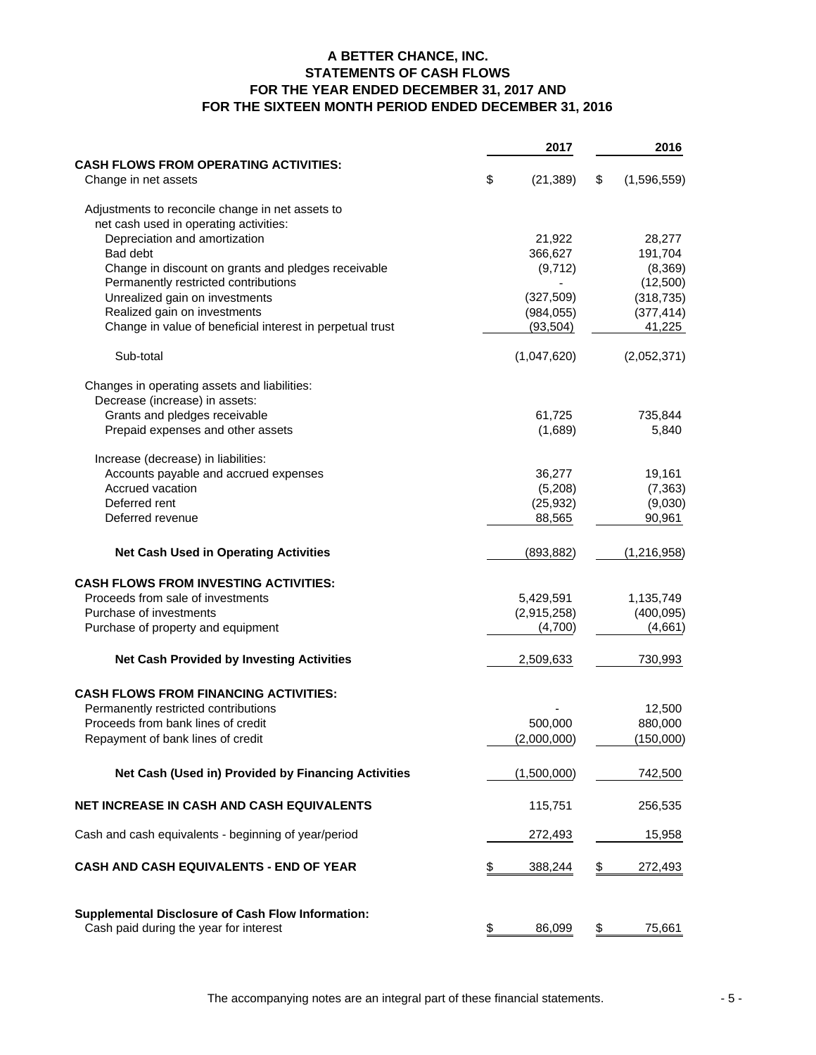# A BETTER CHANCE, INC.
## STATEMENTS OF CASH FLOWS
## FOR THE YEAR ENDED DECEMBER 31, 2017 AND
## FOR THE SIXTEEN MONTH PERIOD ENDED DECEMBER 31, 2016

| | 2017 | 2016 |
|---|---|---|
| **CASH FLOWS FROM OPERATING ACTIVITIES:** | | |
| Change in net assets | $ (21,389) | $ (1,596,559) |
| Adjustments to reconcile change in net assets to net cash used in operating activities: | | |
| Depreciation and amortization | 21,922 | 28,277 |
| Bad debt | 366,627 | 191,704 |
| Change in discount on grants and pledges receivable | (9,712) | (8,369) |
| Permanently restricted contributions | - | (12,500) |
| Unrealized gain on investments | (327,509) | (318,735) |
| Realized gain on investments | (984,055) | (377,414) |
| Change in value of beneficial interest in perpetual trust | (93,504) | 41,225 |
| Sub-total | (1,047,620) | (2,052,371) |
| Changes in operating assets and liabilities: | | |
| Decrease (increase) in assets: | | |
| Grants and pledges receivable | 61,725 | 735,844 |
| Prepaid expenses and other assets | (1,689) | 5,840 |
| Increase (decrease) in liabilities: | | |
| Accounts payable and accrued expenses | 36,277 | 19,161 |
| Accrued vacation | (5,208) | (7,363) |
| Deferred rent | (25,932) | (9,030) |
| Deferred revenue | 88,565 | 90,961 |
| **Net Cash Used in Operating Activities** | (893,882) | (1,216,958) |
| **CASH FLOWS FROM INVESTING ACTIVITIES:** | | |
| Proceeds from sale of investments | 5,429,591 | 1,135,749 |
| Purchase of investments | (2,915,258) | (400,095) |
| Purchase of property and equipment | (4,700) | (4,661) |
| **Net Cash Provided by Investing Activities** | 2,509,633 | 730,993 |
| **CASH FLOWS FROM FINANCING ACTIVITIES:** | | |
| Permanently restricted contributions | - | 12,500 |
| Proceeds from bank lines of credit | 500,000 | 880,000 |
| Repayment of bank lines of credit | (2,000,000) | (150,000) |
| **Net Cash (Used in) Provided by Financing Activities** | (1,500,000) | 742,500 |
| **NET INCREASE IN CASH AND CASH EQUIVALENTS** | 115,751 | 256,535 |
| Cash and cash equivalents - beginning of year/period | 272,493 | 15,958 |
| **CASH AND CASH EQUIVALENTS - END OF YEAR** | $ 388,244 | $ 272,493 |
| **Supplemental Disclosure of Cash Flow Information:** | | |
| Cash paid during the year for interest | $ 86,099 | $ 75,661 |

The accompanying notes are an integral part of these financial statements.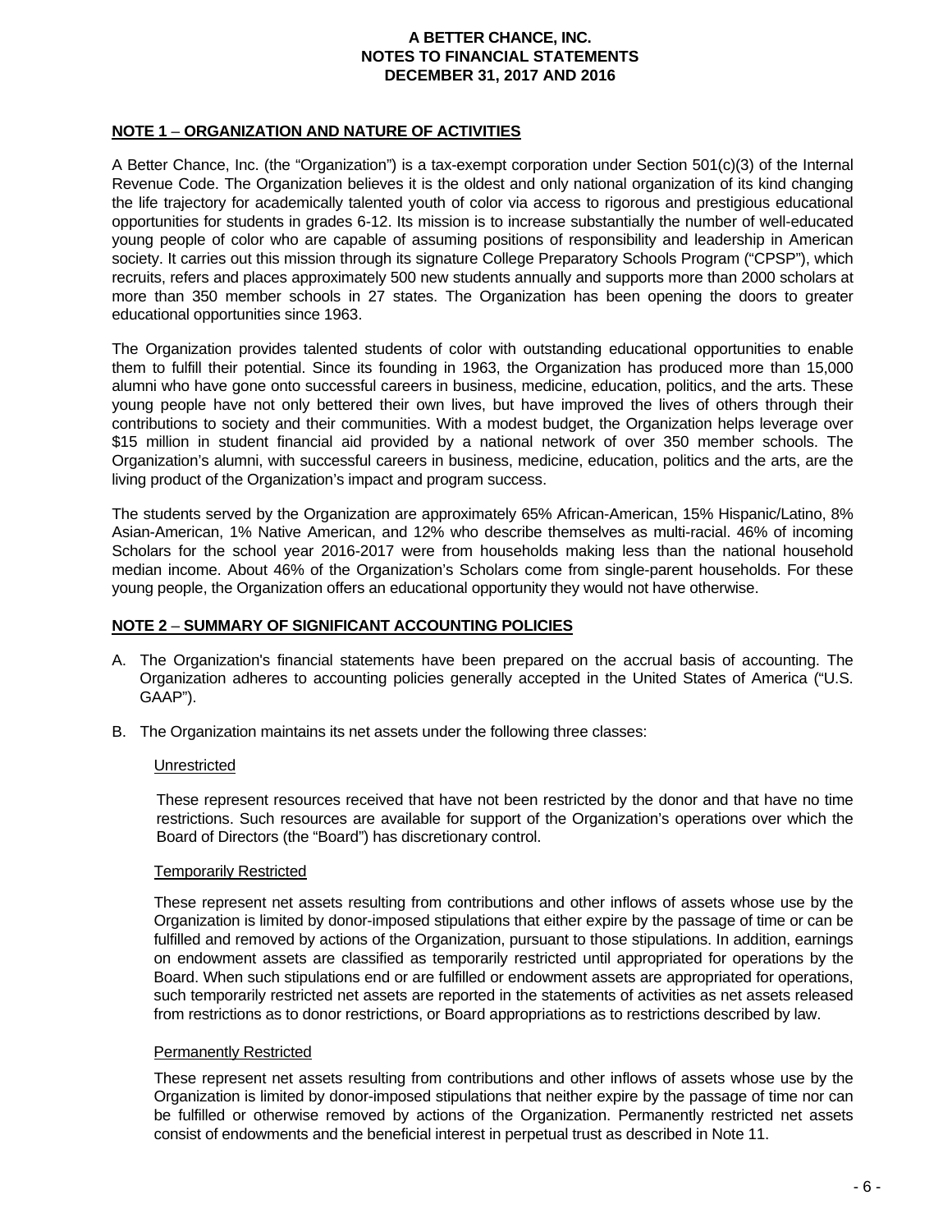# A BETTER CHANCE, INC.
# NOTES TO FINANCIAL STATEMENTS
# DECEMBER 31, 2017 AND 2016

## NOTE 1 – ORGANIZATION AND NATURE OF ACTIVITIES

A Better Chance, Inc. (the "Organization") is a tax-exempt corporation under Section 501(c)(3) of the Internal Revenue Code. The Organization believes it is the oldest and only national organization of its kind changing the life trajectory for academically talented youth of color via access to rigorous and prestigious educational opportunities for students in grades 6-12. Its mission is to increase substantially the number of well-educated young people of color who are capable of assuming positions of responsibility and leadership in American society. It carries out this mission through its signature College Preparatory Schools Program ("CPSP"), which recruits, refers and places approximately 500 new students annually and supports more than 2000 scholars at more than 350 member schools in 27 states. The Organization has been opening the doors to greater educational opportunities since 1963.

The Organization provides talented students of color with outstanding educational opportunities to enable them to fulfill their potential. Since its founding in 1963, the Organization has produced more than 15,000 alumni who have gone onto successful careers in business, medicine, education, politics, and the arts. These young people have not only bettered their own lives, but have improved the lives of others through their contributions to society and their communities. With a modest budget, the Organization helps leverage over $15 million in student financial aid provided by a national network of over 350 member schools. The Organization's alumni, with successful careers in business, medicine, education, politics and the arts, are the living product of the Organization's impact and program success.

The students served by the Organization are approximately 65% African-American, 15% Hispanic/Latino, 8% Asian-American, 1% Native American, and 12% who describe themselves as multi-racial. 46% of incoming Scholars for the school year 2016-2017 were from households making less than the national household median income. About 46% of the Organization's Scholars come from single-parent households. For these young people, the Organization offers an educational opportunity they would not have otherwise.

## NOTE 2 – SUMMARY OF SIGNIFICANT ACCOUNTING POLICIES

A. The Organization's financial statements have been prepared on the accrual basis of accounting. The Organization adheres to accounting policies generally accepted in the United States of America ("U.S. GAAP").

B. The Organization maintains its net assets under the following three classes:

Unrestricted

These represent resources received that have not been restricted by the donor and that have no time restrictions. Such resources are available for support of the Organization's operations over which the Board of Directors (the "Board") has discretionary control.

Temporarily Restricted

These represent net assets resulting from contributions and other inflows of assets whose use by the Organization is limited by donor-imposed stipulations that either expire by the passage of time or can be fulfilled and removed by actions of the Organization, pursuant to those stipulations. In addition, earnings on endowment assets are classified as temporarily restricted until appropriated for operations by the Board. When such stipulations end or are fulfilled or endowment assets are appropriated for operations, such temporarily restricted net assets are reported in the statements of activities as net assets released from restrictions as to donor restrictions, or Board appropriations as to restrictions described by law.

Permanently Restricted

These represent net assets resulting from contributions and other inflows of assets whose use by the Organization is limited by donor-imposed stipulations that neither expire by the passage of time nor can be fulfilled or otherwise removed by actions of the Organization. Permanently restricted net assets consist of endowments and the beneficial interest in perpetual trust as described in Note 11.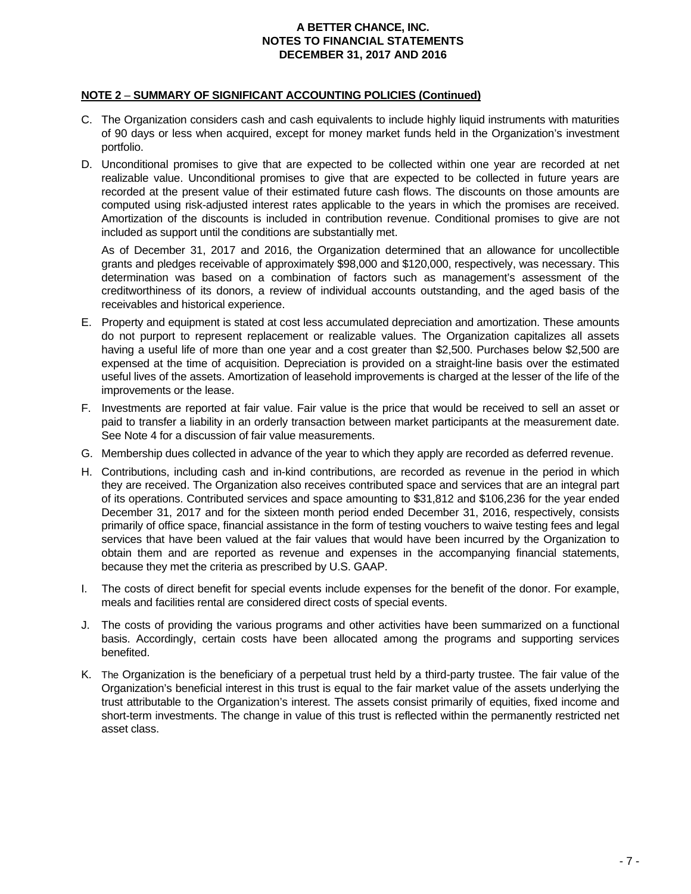# A BETTER CHANCE, INC.
# NOTES TO FINANCIAL STATEMENTS
# DECEMBER 31, 2017 AND 2016

**NOTE 2 – SUMMARY OF SIGNIFICANT ACCOUNTING POLICIES (Continued)**

C. The Organization considers cash and cash equivalents to include highly liquid instruments with maturities of 90 days or less when acquired, except for money market funds held in the Organization's investment portfolio.

D. Unconditional promises to give that are expected to be collected within one year are recorded at net realizable value. Unconditional promises to give that are expected to be collected in future years are recorded at the present value of their estimated future cash flows. The discounts on those amounts are computed using risk-adjusted interest rates applicable to the years in which the promises are received. Amortization of the discounts is included in contribution revenue. Conditional promises to give are not included as support until the conditions are substantially met.

   As of December 31, 2017 and 2016, the Organization determined that an allowance for uncollectible grants and pledges receivable of approximately $98,000 and $120,000, respectively, was necessary. This determination was based on a combination of factors such as management's assessment of the creditworthiness of its donors, a review of individual accounts outstanding, and the aged basis of the receivables and historical experience.

E. Property and equipment is stated at cost less accumulated depreciation and amortization. These amounts do not purport to represent replacement or realizable values. The Organization capitalizes all assets having a useful life of more than one year and a cost greater than $2,500. Purchases below $2,500 are expensed at the time of acquisition. Depreciation is provided on a straight-line basis over the estimated useful lives of the assets. Amortization of leasehold improvements is charged at the lesser of the life of the improvements or the lease.

F. Investments are reported at fair value. Fair value is the price that would be received to sell an asset or paid to transfer a liability in an orderly transaction between market participants at the measurement date. See Note 4 for a discussion of fair value measurements.

G. Membership dues collected in advance of the year to which they apply are recorded as deferred revenue.

H. Contributions, including cash and in-kind contributions, are recorded as revenue in the period in which they are received. The Organization also receives contributed space and services that are an integral part of its operations. Contributed services and space amounting to $31,812 and $106,236 for the year ended December 31, 2017 and for the sixteen month period ended December 31, 2016, respectively, consists primarily of office space, financial assistance in the form of testing vouchers to waive testing fees and legal services that have been valued at the fair values that would have been incurred by the Organization to obtain them and are reported as revenue and expenses in the accompanying financial statements, because they met the criteria as prescribed by U.S. GAAP.

I. The costs of direct benefit for special events include expenses for the benefit of the donor. For example, meals and facilities rental are considered direct costs of special events.

J. The costs of providing the various programs and other activities have been summarized on a functional basis. Accordingly, certain costs have been allocated among the programs and supporting services benefited.

K. The Organization is the beneficiary of a perpetual trust held by a third-party trustee. The fair value of the Organization's beneficial interest in this trust is equal to the fair market value of the assets underlying the trust attributable to the Organization's interest. The assets consist primarily of equities, fixed income and short-term investments. The change in value of this trust is reflected within the permanently restricted net asset class.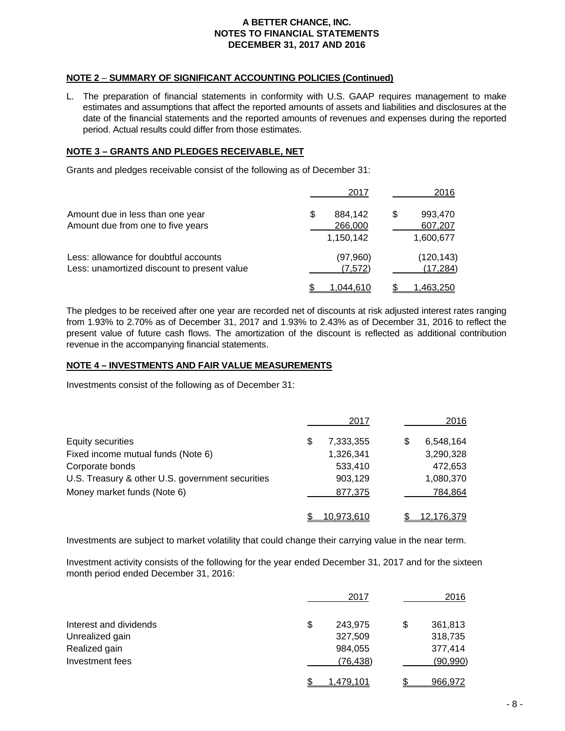## NOTE 2 – SUMMARY OF SIGNIFICANT ACCOUNTING POLICIES (Continued)

L. The preparation of financial statements in conformity with U.S. GAAP requires management to make estimates and assumptions that affect the reported amounts of assets and liabilities and disclosures at the date of the financial statements and the reported amounts of revenues and expenses during the reported period. Actual results could differ from those estimates.

## NOTE 3 – GRANTS AND PLEDGES RECEIVABLE, NET

Grants and pledges receivable consist of the following as of December 31:

| | 2017 | 2016 |
|---|---|---|
| Amount due in less than one year | $ 884,142 | $ 993,470 |
| Amount due from one to five years | 266,000 | 607,207 |
| | 1,150,142 | 1,600,677 |
| Less: allowance for doubtful accounts | (97,960) | (120,143) |
| Less: unamortized discount to present value | (7,572) | (17,284) |
| | $ 1,044,610 | $ 1,463,250 |

The pledges to be received after one year are recorded net of discounts at risk adjusted interest rates ranging from 1.93% to 2.70% as of December 31, 2017 and 1.93% to 2.43% as of December 31, 2016 to reflect the present value of future cash flows. The amortization of the discount is reflected as additional contribution revenue in the accompanying financial statements.

## NOTE 4 – INVESTMENTS AND FAIR VALUE MEASUREMENTS

Investments consist of the following as of December 31:

| | 2017 | 2016 |
|---|---|---|
| Equity securities | $ 7,333,355 | $ 6,548,164 |
| Fixed income mutual funds (Note 6) | 1,326,341 | 3,290,328 |
| Corporate bonds | 533,410 | 472,653 |
| U.S. Treasury & other U.S. government securities | 903,129 | 1,080,370 |
| Money market funds (Note 6) | 877,375 | 784,864 |
| | $ 10,973,610 | $ 12,176,379 |

Investments are subject to market volatility that could change their carrying value in the near term.

Investment activity consists of the following for the year ended December 31, 2017 and for the sixteen month period ended December 31, 2016:

| | 2017 | 2016 |
|---|---|---|
| Interest and dividends | $ 243,975 | $ 361,813 |
| Unrealized gain | 327,509 | 318,735 |
| Realized gain | 984,055 | 377,414 |
| Investment fees | (76,438) | (90,990) |
| | $ 1,479,101 | $ 966,972 |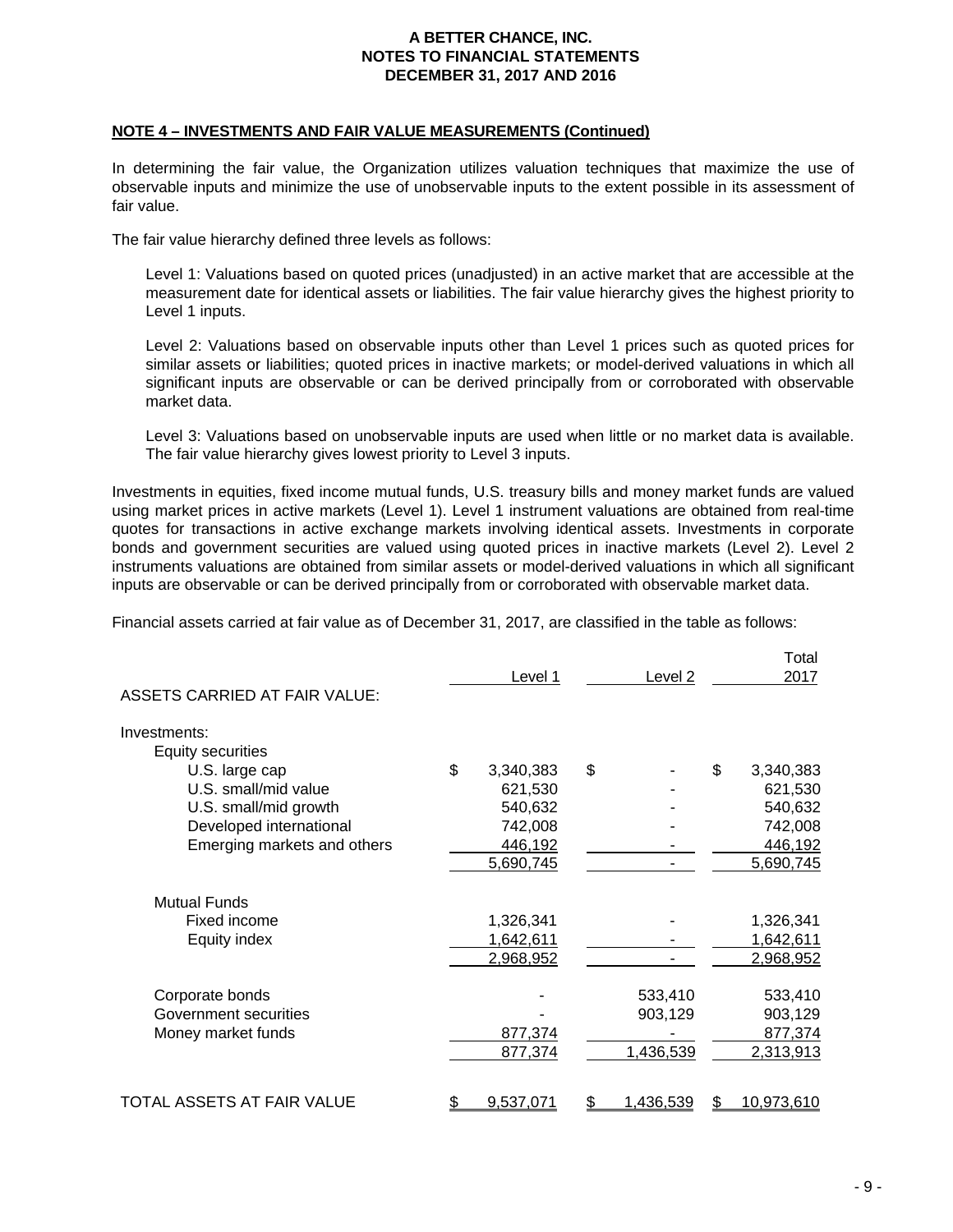**A BETTER CHANCE, INC.**
**NOTES TO FINANCIAL STATEMENTS**
**DECEMBER 31, 2017 AND 2016**

**NOTE 4 – INVESTMENTS AND FAIR VALUE MEASUREMENTS (Continued)**

In determining the fair value, the Organization utilizes valuation techniques that maximize the use of observable inputs and minimize the use of unobservable inputs to the extent possible in its assessment of fair value.

The fair value hierarchy defined three levels as follows:

Level 1: Valuations based on quoted prices (unadjusted) in an active market that are accessible at the measurement date for identical assets or liabilities. The fair value hierarchy gives the highest priority to Level 1 inputs.

Level 2: Valuations based on observable inputs other than Level 1 prices such as quoted prices for similar assets or liabilities; quoted prices in inactive markets; or model-derived valuations in which all significant inputs are observable or can be derived principally from or corroborated with observable market data.

Level 3: Valuations based on unobservable inputs are used when little or no market data is available. The fair value hierarchy gives lowest priority to Level 3 inputs.

Investments in equities, fixed income mutual funds, U.S. treasury bills and money market funds are valued using market prices in active markets (Level 1). Level 1 instrument valuations are obtained from real-time quotes for transactions in active exchange markets involving identical assets. Investments in corporate bonds and government securities are valued using quoted prices in inactive markets (Level 2). Level 2 instruments valuations are obtained from similar assets or model-derived valuations in which all significant inputs are observable or can be derived principally from or corroborated with observable market data.

Financial assets carried at fair value as of December 31, 2017, are classified in the table as follows:

| | Level 1 | Level 2 | Total 2017 |
|---|---|---|---|
| ASSETS CARRIED AT FAIR VALUE: | | | |
| Investments: | | | |
| Equity securities | | | |
| U.S. large cap | $ 3,340,383 | $ - | $ 3,340,383 |
| U.S. small/mid value | 621,530 | - | 621,530 |
| U.S. small/mid growth | 540,632 | - | 540,632 |
| Developed international | 742,008 | - | 742,008 |
| Emerging markets and others | 446,192 | - | 446,192 |
| | 5,690,745 | - | 5,690,745 |
| Mutual Funds | | | |
| Fixed income | 1,326,341 | - | 1,326,341 |
| Equity index | 1,642,611 | - | 1,642,611 |
| | 2,968,952 | - | 2,968,952 |
| Corporate bonds | - | 533,410 | 533,410 |
| Government securities | - | 903,129 | 903,129 |
| Money market funds | 877,374 | - | 877,374 |
| | 877,374 | 1,436,539 | 2,313,913 |
| TOTAL ASSETS AT FAIR VALUE | $ 9,537,071 | $ 1,436,539 | $ 10,973,610 |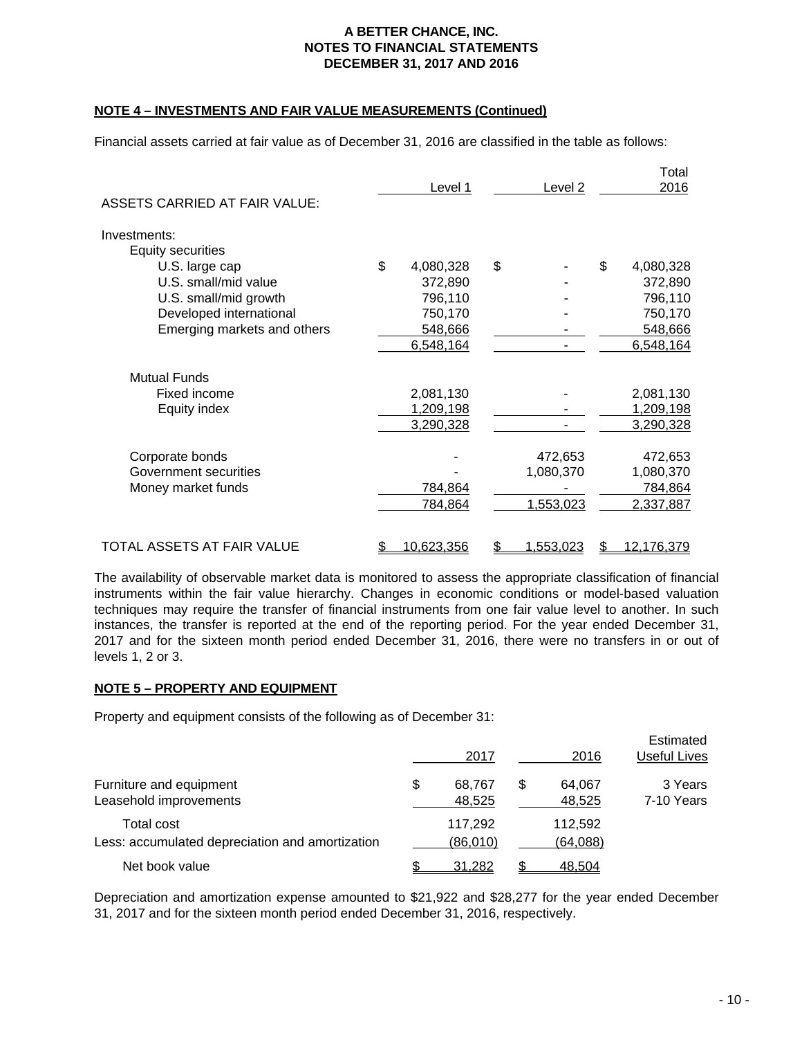**A BETTER CHANCE, INC.**
**NOTES TO FINANCIAL STATEMENTS**
**DECEMBER 31, 2017 AND 2016**

**NOTE 4 – INVESTMENTS AND FAIR VALUE MEASUREMENTS (Continued)**

Financial assets carried at fair value as of December 31, 2016 are classified in the table as follows:

| | Level 1 | Level 2 | Total 2016 |
|---|---|---|---|
| ASSETS CARRIED AT FAIR VALUE: | | | |
| Investments: | | | |
| Equity securities | | | |
| U.S. large cap | $ 4,080,328 | $ - | $ 4,080,328 |
| U.S. small/mid value | 372,890 | - | 372,890 |
| U.S. small/mid growth | 796,110 | - | 796,110 |
| Developed international | 750,170 | - | 750,170 |
| Emerging markets and others | 548,666 | - | 548,666 |
| | 6,548,164 | - | 6,548,164 |
| Mutual Funds | | | |
| Fixed income | 2,081,130 | - | 2,081,130 |
| Equity index | 1,209,198 | - | 1,209,198 |
| | 3,290,328 | - | 3,290,328 |
| Corporate bonds | - | 472,653 | 472,653 |
| Government securities | - | 1,080,370 | 1,080,370 |
| Money market funds | 784,864 | - | 784,864 |
| | 784,864 | 1,553,023 | 2,337,887 |
| TOTAL ASSETS AT FAIR VALUE | $ 10,623,356 | $ 1,553,023 | $ 12,176,379 |

The availability of observable market data is monitored to assess the appropriate classification of financial instruments within the fair value hierarchy. Changes in economic conditions or model-based valuation techniques may require the transfer of financial instruments from one fair value level to another. In such instances, the transfer is reported at the end of the reporting period. For the year ended December 31, 2017 and for the sixteen month period ended December 31, 2016, there were no transfers in or out of levels 1, 2 or 3.

**NOTE 5 – PROPERTY AND EQUIPMENT**

Property and equipment consists of the following as of December 31:

| | 2017 | 2016 | Estimated Useful Lives |
|---|---|---|---|
| Furniture and equipment | $ 68,767 | $ 64,067 | 3 Years |
| Leasehold improvements | 48,525 | 48,525 | 7-10 Years |
| Total cost | 117,292 | 112,592 | |
| Less: accumulated depreciation and amortization | (86,010) | (64,088) | |
| Net book value | $ 31,282 | $ 48,504 | |

Depreciation and amortization expense amounted to $21,922 and $28,277 for the year ended December 31, 2017 and for the sixteen month period ended December 31, 2016, respectively.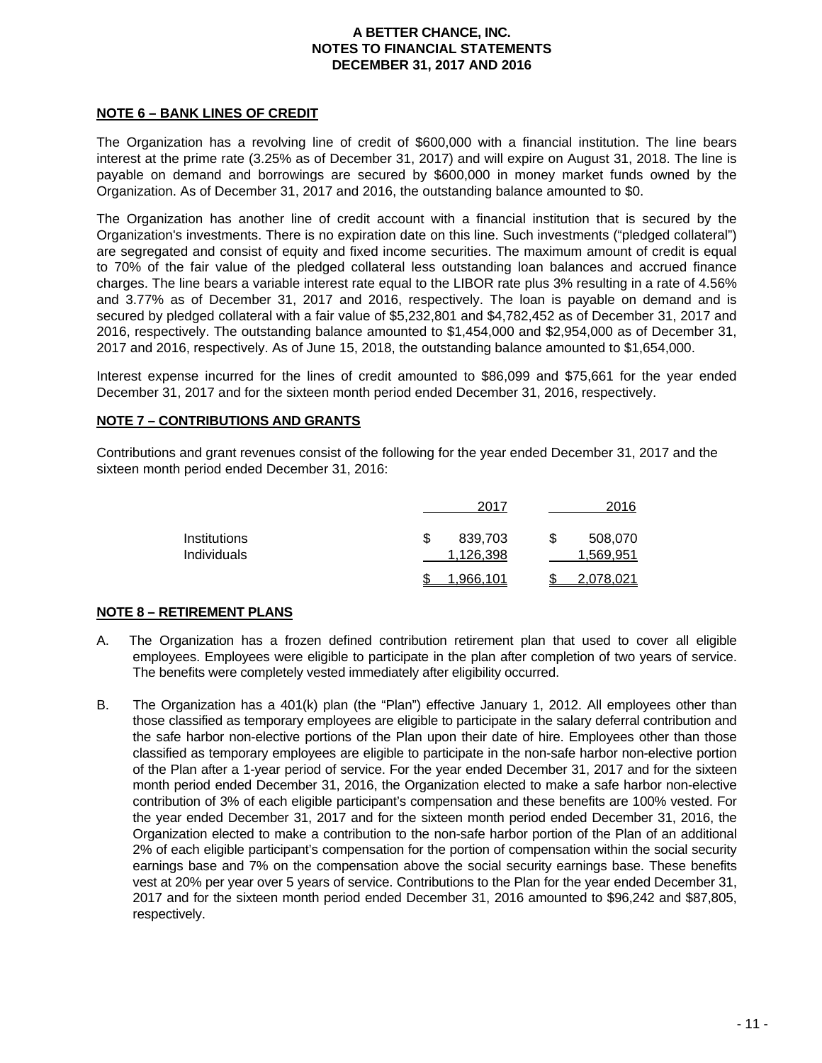## NOTE 6 – BANK LINES OF CREDIT

The Organization has a revolving line of credit of $600,000 with a financial institution. The line bears interest at the prime rate (3.25% as of December 31, 2017) and will expire on August 31, 2018. The line is payable on demand and borrowings are secured by $600,000 in money market funds owned by the Organization. As of December 31, 2017 and 2016, the outstanding balance amounted to $0.

The Organization has another line of credit account with a financial institution that is secured by the Organization's investments. There is no expiration date on this line. Such investments ("pledged collateral") are segregated and consist of equity and fixed income securities. The maximum amount of credit is equal to 70% of the fair value of the pledged collateral less outstanding loan balances and accrued finance charges. The line bears a variable interest rate equal to the LIBOR rate plus 3% resulting in a rate of 4.56% and 3.77% as of December 31, 2017 and 2016, respectively. The loan is payable on demand and is secured by pledged collateral with a fair value of $5,232,801 and $4,782,452 as of December 31, 2017 and 2016, respectively. The outstanding balance amounted to $1,454,000 and $2,954,000 as of December 31, 2017 and 2016, respectively. As of June 15, 2018, the outstanding balance amounted to $1,654,000.

Interest expense incurred for the lines of credit amounted to $86,099 and $75,661 for the year ended December 31, 2017 and for the sixteen month period ended December 31, 2016, respectively.

## NOTE 7 – CONTRIBUTIONS AND GRANTS

Contributions and grant revenues consist of the following for the year ended December 31, 2017 and the sixteen month period ended December 31, 2016:

| | 2017 | 2016 |
|---|---|---|
| Institutions | $ 839,703 | $ 508,070 |
| Individuals | 1,126,398 | 1,569,951 |
| | $ 1,966,101 | $ 2,078,021 |

## NOTE 8 – RETIREMENT PLANS

A. The Organization has a frozen defined contribution retirement plan that used to cover all eligible employees. Employees were eligible to participate in the plan after completion of two years of service. The benefits were completely vested immediately after eligibility occurred.

B. The Organization has a 401(k) plan (the "Plan") effective January 1, 2012. All employees other than those classified as temporary employees are eligible to participate in the salary deferral contribution and the safe harbor non-elective portions of the Plan upon their date of hire. Employees other than those classified as temporary employees are eligible to participate in the non-safe harbor non-elective portion of the Plan after a 1-year period of service. For the year ended December 31, 2017 and for the sixteen month period ended December 31, 2016, the Organization elected to make a safe harbor non-elective contribution of 3% of each eligible participant's compensation and these benefits are 100% vested. For the year ended December 31, 2017 and for the sixteen month period ended December 31, 2016, the Organization elected to make a contribution to the non-safe harbor portion of the Plan of an additional 2% of each eligible participant's compensation for the portion of compensation within the social security earnings base and 7% on the compensation above the social security earnings base. These benefits vest at 20% per year over 5 years of service. Contributions to the Plan for the year ended December 31, 2017 and for the sixteen month period ended December 31, 2016 amounted to $96,242 and $87,805, respectively.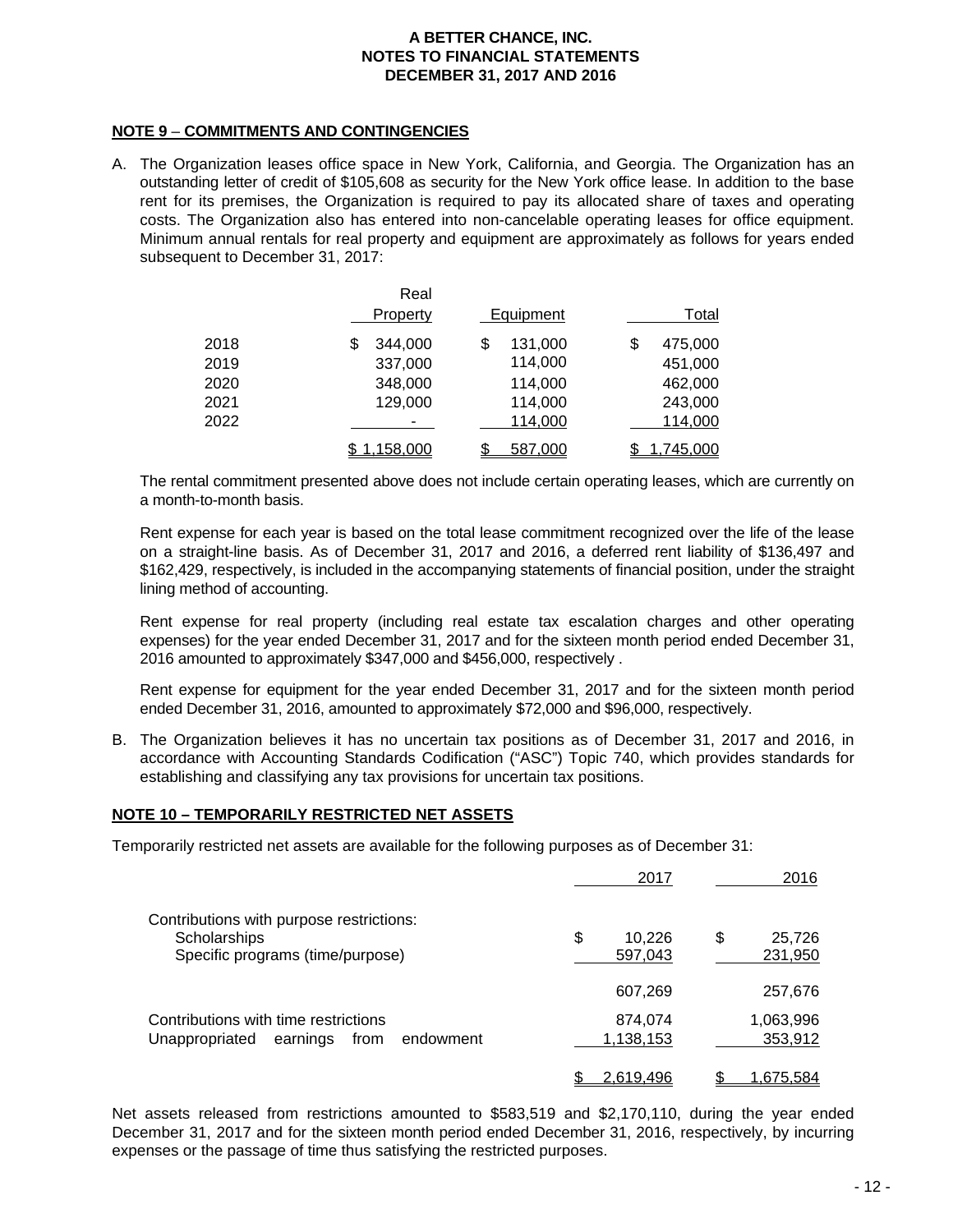**NOTE 9 – COMMITMENTS AND CONTINGENCIES**

A. The Organization leases office space in New York, California, and Georgia. The Organization has an outstanding letter of credit of $105,608 as security for the New York office lease. In addition to the base rent for its premises, the Organization is required to pay its allocated share of taxes and operating costs. The Organization also has entered into non-cancelable operating leases for office equipment. Minimum annual rentals for real property and equipment are approximately as follows for years ended subsequent to December 31, 2017:

| | Real Property | Equipment | Total |
|---|---|---|---|
| 2018 | $ 344,000 | $ 131,000 | $ 475,000 |
| 2019 | 337,000 | 114,000 | 451,000 |
| 2020 | 348,000 | 114,000 | 462,000 |
| 2021 | 129,000 | 114,000 | 243,000 |
| 2022 | - | 114,000 | 114,000 |
| | $ 1,158,000 | $ 587,000 | $ 1,745,000 |

The rental commitment presented above does not include certain operating leases, which are currently on a month-to-month basis.

Rent expense for each year is based on the total lease commitment recognized over the life of the lease on a straight-line basis. As of December 31, 2017 and 2016, a deferred rent liability of $136,497 and $162,429, respectively, is included in the accompanying statements of financial position, under the straight lining method of accounting.

Rent expense for real property (including real estate tax escalation charges and other operating expenses) for the year ended December 31, 2017 and for the sixteen month period ended December 31, 2016 amounted to approximately $347,000 and $456,000, respectively .

Rent expense for equipment for the year ended December 31, 2017 and for the sixteen month period ended December 31, 2016, amounted to approximately $72,000 and $96,000, respectively.

B. The Organization believes it has no uncertain tax positions as of December 31, 2017 and 2016, in accordance with Accounting Standards Codification ("ASC") Topic 740, which provides standards for establishing and classifying any tax provisions for uncertain tax positions.

**NOTE 10 – TEMPORARILY RESTRICTED NET ASSETS**

Temporarily restricted net assets are available for the following purposes as of December 31:

| | 2017 | 2016 |
|---|---|---|
| Contributions with purpose restrictions: | | |
| Scholarships | $ 10,226 | $ 25,726 |
| Specific programs (time/purpose) | 597,043 | 231,950 |
| | 607,269 | 257,676 |
| Contributions with time restrictions | 874,074 | 1,063,996 |
| Unappropriated earnings from endowment | 1,138,153 | 353,912 |
| | $ 2,619,496 | $ 1,675,584 |

Net assets released from restrictions amounted to $583,519 and $2,170,110, during the year ended December 31, 2017 and for the sixteen month period ended December 31, 2016, respectively, by incurring expenses or the passage of time thus satisfying the restricted purposes.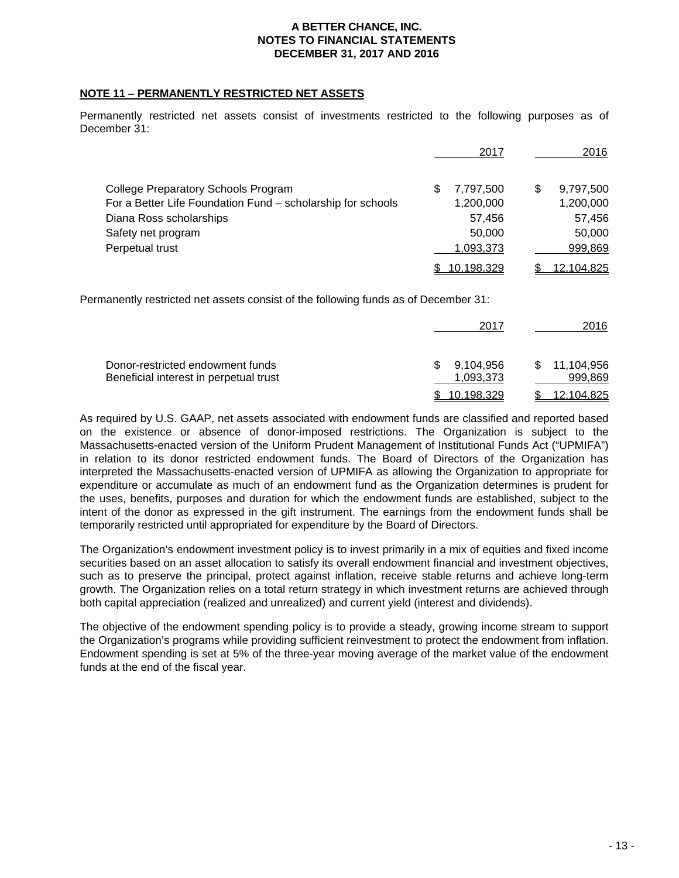## NOTE 11 – PERMANENTLY RESTRICTED NET ASSETS

Permanently restricted net assets consist of investments restricted to the following purposes as of December 31:

| | 2017 | 2016 |
|---|---|---|
| College Preparatory Schools Program | $ 7,797,500 | $ 9,797,500 |
| For a Better Life Foundation Fund – scholarship for schools | 1,200,000 | 1,200,000 |
| Diana Ross scholarships | 57,456 | 57,456 |
| Safety net program | 50,000 | 50,000 |
| Perpetual trust | 1,093,373 | 999,869 |
| | $ 10,198,329 | $ 12,104,825 |

Permanently restricted net assets consist of the following funds as of December 31:

| | 2017 | 2016 |
|---|---|---|
| Donor-restricted endowment funds | $ 9,104,956 | $ 11,104,956 |
| Beneficial interest in perpetual trust | 1,093,373 | 999,869 |
| | $ 10,198,329 | $ 12,104,825 |

As required by U.S. GAAP, net assets associated with endowment funds are classified and reported based on the existence or absence of donor-imposed restrictions. The Organization is subject to the Massachusetts-enacted version of the Uniform Prudent Management of Institutional Funds Act ("UPMIFA") in relation to its donor restricted endowment funds. The Board of Directors of the Organization has interpreted the Massachusetts-enacted version of UPMIFA as allowing the Organization to appropriate for expenditure or accumulate as much of an endowment fund as the Organization determines is prudent for the uses, benefits, purposes and duration for which the endowment funds are established, subject to the intent of the donor as expressed in the gift instrument. The earnings from the endowment funds shall be temporarily restricted until appropriated for expenditure by the Board of Directors.

The Organization's endowment investment policy is to invest primarily in a mix of equities and fixed income securities based on an asset allocation to satisfy its overall endowment financial and investment objectives, such as to preserve the principal, protect against inflation, receive stable returns and achieve long-term growth. The Organization relies on a total return strategy in which investment returns are achieved through both capital appreciation (realized and unrealized) and current yield (interest and dividends).

The objective of the endowment spending policy is to provide a steady, growing income stream to support the Organization's programs while providing sufficient reinvestment to protect the endowment from inflation. Endowment spending is set at 5% of the three-year moving average of the market value of the endowment funds at the end of the fiscal year.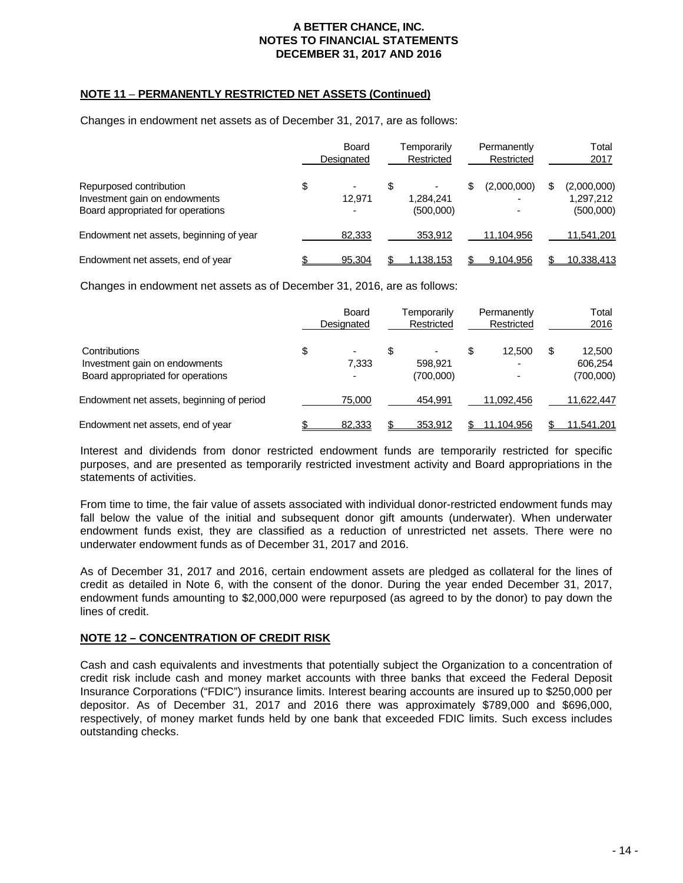## NOTE 11 – PERMANENTLY RESTRICTED NET ASSETS (Continued)

Changes in endowment net assets as of December 31, 2017, are as follows:

| | Board Designated | Temporarily Restricted | Permanently Restricted | Total 2017 |
|---|---|---|---|---|
| Repurposed contribution | $ - | $ - | $ (2,000,000) | $ (2,000,000) |
| Investment gain on endowments | 12,971 | 1,284,241 | - | 1,297,212 |
| Board appropriated for operations | - | (500,000) | - | (500,000) |
| Endowment net assets, beginning of year | 82,333 | 353,912 | 11,104,956 | 11,541,201 |
| Endowment net assets, end of year | $ 95,304 | $ 1,138,153 | $ 9,104,956 | $ 10,338,413 |

Changes in endowment net assets as of December 31, 2016, are as follows:

| | Board Designated | Temporarily Restricted | Permanently Restricted | Total 2016 |
|---|---|---|---|---|
| Contributions | $ - | $ - | $ 12,500 | $ 12,500 |
| Investment gain on endowments | 7,333 | 598,921 | - | 606,254 |
| Board appropriated for operations | - | (700,000) | - | (700,000) |
| Endowment net assets, beginning of period | 75,000 | 454,991 | 11,092,456 | 11,622,447 |
| Endowment net assets, end of year | $ 82,333 | $ 353,912 | $ 11,104,956 | $ 11,541,201 |

Interest and dividends from donor restricted endowment funds are temporarily restricted for specific purposes, and are presented as temporarily restricted investment activity and Board appropriations in the statements of activities.

From time to time, the fair value of assets associated with individual donor-restricted endowment funds may fall below the value of the initial and subsequent donor gift amounts (underwater). When underwater endowment funds exist, they are classified as a reduction of unrestricted net assets. There were no underwater endowment funds as of December 31, 2017 and 2016.

As of December 31, 2017 and 2016, certain endowment assets are pledged as collateral for the lines of credit as detailed in Note 6, with the consent of the donor. During the year ended December 31, 2017, endowment funds amounting to $2,000,000 were repurposed (as agreed to by the donor) to pay down the lines of credit.

## NOTE 12 – CONCENTRATION OF CREDIT RISK

Cash and cash equivalents and investments that potentially subject the Organization to a concentration of credit risk include cash and money market accounts with three banks that exceed the Federal Deposit Insurance Corporations ("FDIC") insurance limits. Interest bearing accounts are insured up to $250,000 per depositor. As of December 31, 2017 and 2016 there was approximately $789,000 and $696,000, respectively, of money market funds held by one bank that exceeded FDIC limits. Such excess includes outstanding checks.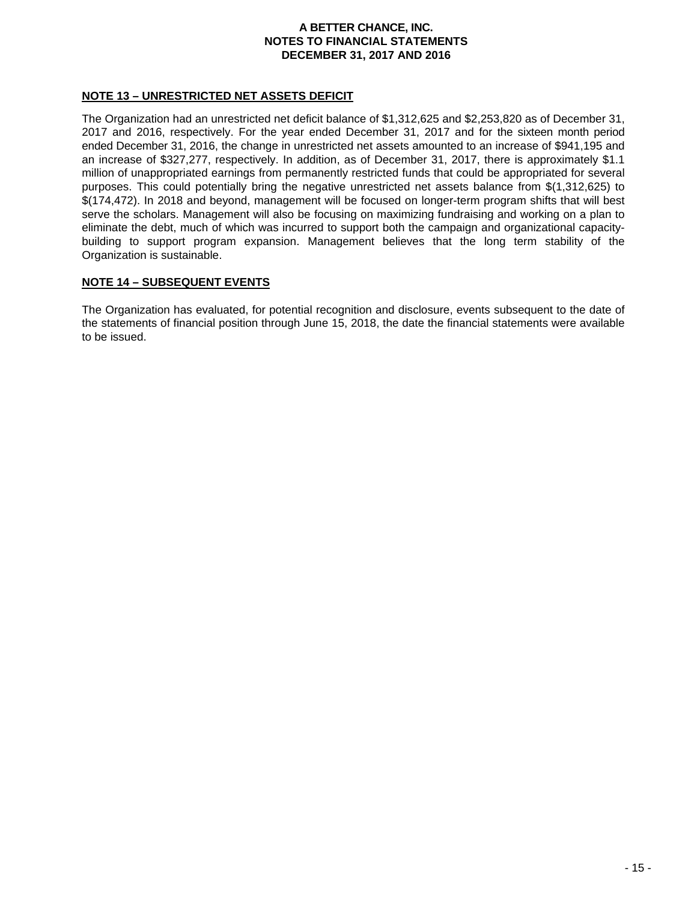## NOTE 13 – UNRESTRICTED NET ASSETS DEFICIT

The Organization had an unrestricted net deficit balance of $1,312,625 and $2,253,820 as of December 31, 2017 and 2016, respectively. For the year ended December 31, 2017 and for the sixteen month period ended December 31, 2016, the change in unrestricted net assets amounted to an increase of $941,195 and an increase of $327,277, respectively. In addition, as of December 31, 2017, there is approximately $1.1 million of unappropriated earnings from permanently restricted funds that could be appropriated for several purposes. This could potentially bring the negative unrestricted net assets balance from $(1,312,625) to $(174,472). In 2018 and beyond, management will be focused on longer-term program shifts that will best serve the scholars. Management will also be focusing on maximizing fundraising and working on a plan to eliminate the debt, much of which was incurred to support both the campaign and organizational capacity-building to support program expansion. Management believes that the long term stability of the Organization is sustainable.

## NOTE 14 – SUBSEQUENT EVENTS

The Organization has evaluated, for potential recognition and disclosure, events subsequent to the date of the statements of financial position through June 15, 2018, the date the financial statements were available to be issued.